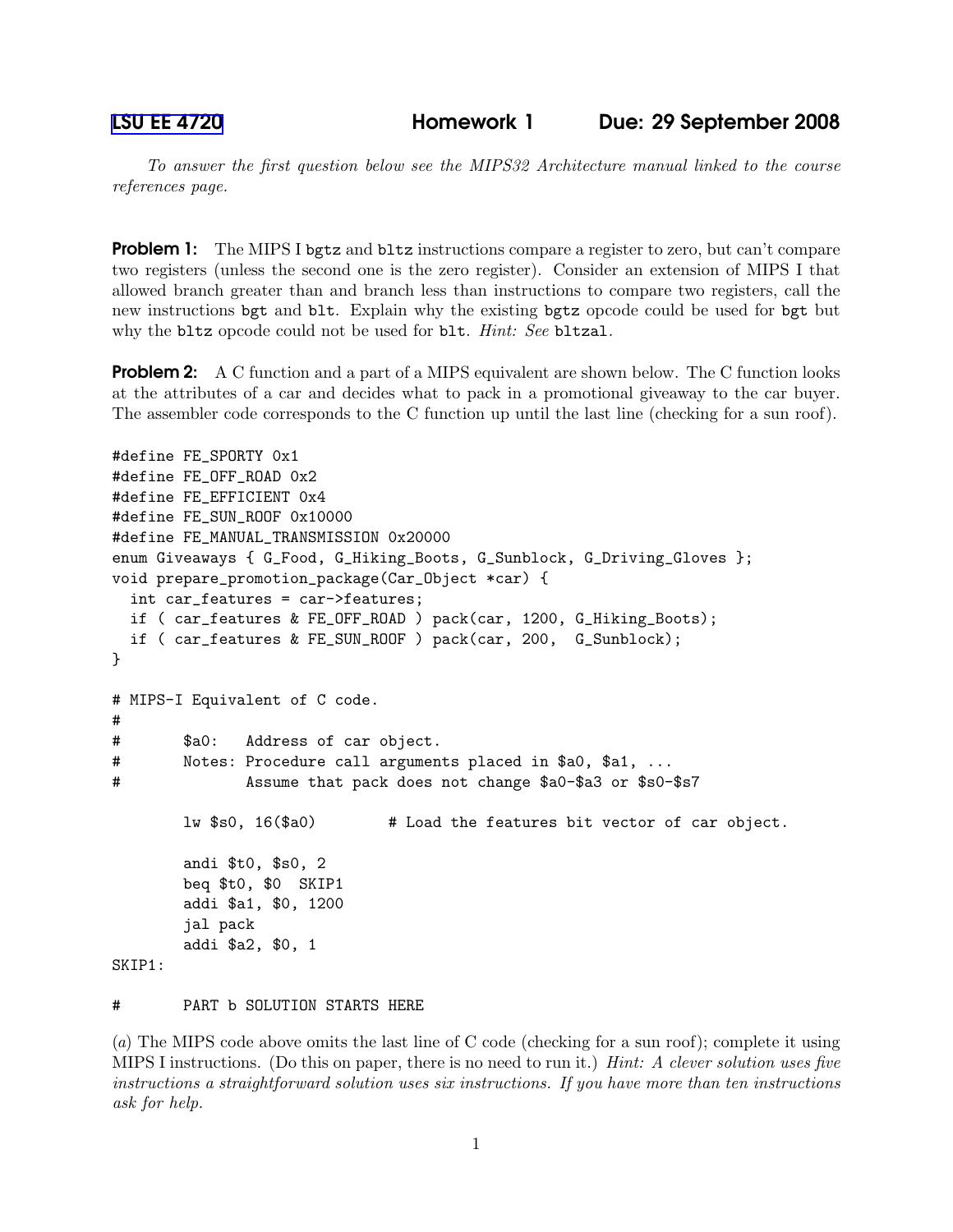LSU EE 4720 **Homework 1** **Due: 29 September 2008**

*To answer the first question below see the MIPS32 Architecture manual linked to the course references page.*

**Problem 1:** The MIPS I `bgtz` and `bltz` instructions compare a register to zero, but can't compare two registers (unless the second one is the zero register). Consider an extension of MIPS I that allowed branch greater than and branch less than instructions to compare two registers, call the new instructions `bgt` and `blt`. Explain why the existing `bgtz` opcode could be used for `bgt` but why the `bltz` opcode could not be used for `blt`. *Hint: See* `bltzal`*.*

**Problem 2:** A C function and a part of a MIPS equivalent are shown below. The C function looks at the attributes of a car and decides what to pack in a promotional giveaway to the car buyer. The assembler code corresponds to the C function up until the last line (checking for a sun roof).

```
#define FE_SPORTY 0x1
#define FE_OFF_ROAD 0x2
#define FE_EFFICIENT 0x4
#define FE_SUN_ROOF 0x10000
#define FE_MANUAL_TRANSMISSION 0x20000
enum Giveaways { G_Food, G_Hiking_Boots, G_Sunblock, G_Driving_Gloves };
void prepare_promotion_package(Car_Object *car) {
  int car_features = car->features;
  if ( car_features & FE_OFF_ROAD ) pack(car, 1200, G_Hiking_Boots);
  if ( car_features & FE_SUN_ROOF ) pack(car, 200,  G_Sunblock);
}

# MIPS-I Equivalent of C code.
#
#       $a0:   Address of car object.
#       Notes: Procedure call arguments placed in $a0, $a1, ...
#              Assume that pack does not change $a0-$a3 or $s0-$s7

        lw $s0, 16($a0)        # Load the features bit vector of car object.

        andi $t0, $s0, 2
        beq $t0, $0  SKIP1
        addi $a1, $0, 1200
        jal pack
        addi $a2, $0, 1
SKIP1:

#       PART b SOLUTION STARTS HERE
```

(*a*) The MIPS code above omits the last line of C code (checking for a sun roof); complete it using MIPS I instructions. (Do this on paper, there is no need to run it.) *Hint: A clever solution uses five instructions a straightforward solution uses six instructions. If you have more than ten instructions ask for help.*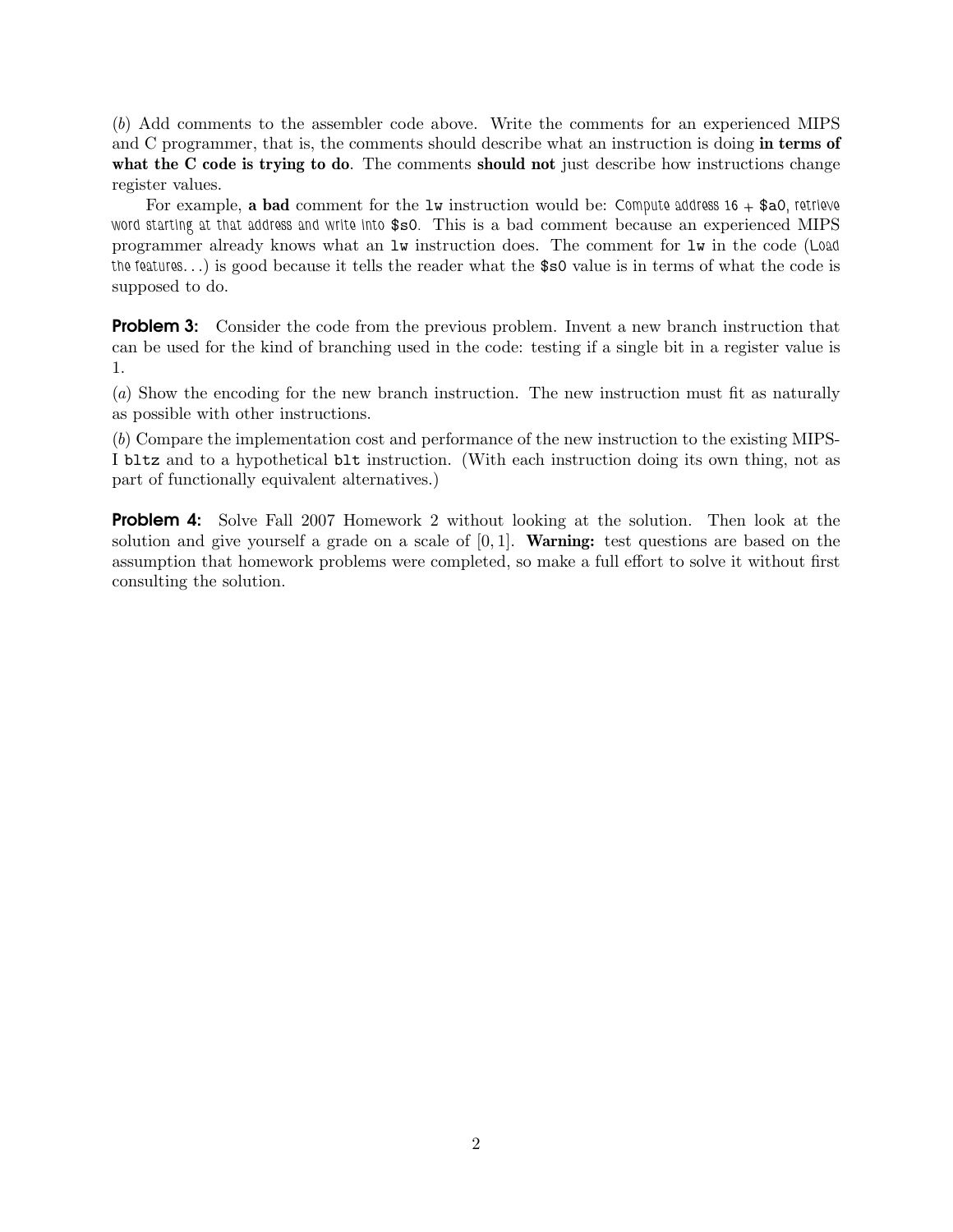(*b*) Add comments to the assembler code above. Write the comments for an experienced MIPS and C programmer, that is, the comments should describe what an instruction is doing **in terms of what the C code is trying to do**. The comments **should not** just describe how instructions change register values.

For example, **a bad** comment for the `lw` instruction would be: *Compute address 16 + `$a0`, retrieve word starting at that address and write into `$s0`*. This is a bad comment because an experienced MIPS programmer already knows what an `lw` instruction does. The comment for `lw` in the code (*Load the features...*) is good because it tells the reader what the `$s0` value is in terms of what the code is supposed to do.

**Problem 3:** Consider the code from the previous problem. Invent a new branch instruction that can be used for the kind of branching used in the code: testing if a single bit in a register value is 1.

(*a*) Show the encoding for the new branch instruction. The new instruction must fit as naturally as possible with other instructions.

(*b*) Compare the implementation cost and performance of the new instruction to the existing MIPS-I `bltz` and to a hypothetical `blt` instruction. (With each instruction doing its own thing, not as part of functionally equivalent alternatives.)

**Problem 4:** Solve Fall 2007 Homework 2 without looking at the solution. Then look at the solution and give yourself a grade on a scale of $[0, 1]$. **Warning:** test questions are based on the assumption that homework problems were completed, so make a full effort to solve it without first consulting the solution.